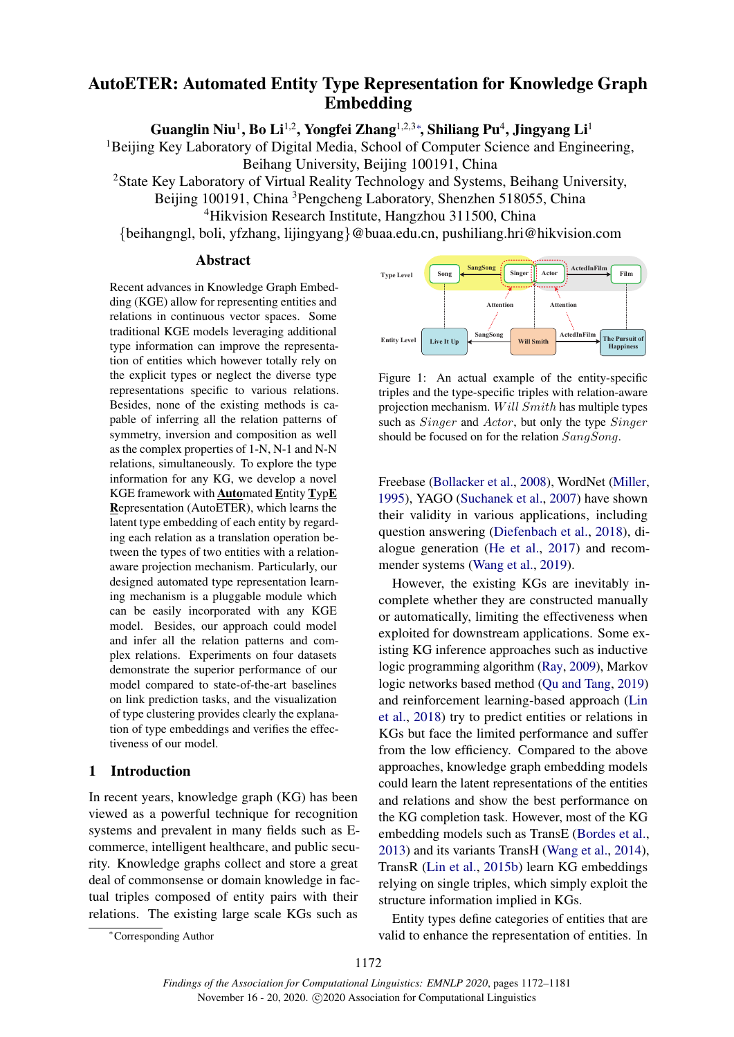# AutoETER: Automated Entity Type Representation for Knowledge Graph Embedding

**Guanglin Niu[1], Bo Li[1,2], Yongfei Zhang[1,2,3*], Shiliang Pu[4], Jingyang Li[1]**

[1]Beijing Key Laboratory of Digital Media, School of Computer Science and Engineering, Beihang University, Beijing 100191, China

[2]State Key Laboratory of Virtual Reality Technology and Systems, Beihang University, Beijing 100191, China [3]Pengcheng Laboratory, Shenzhen 518055, China

[4]Hikvision Research Institute, Hangzhou 311500, China

{beihanggl, boli, yfzhang, lijingyang}@buaa.edu.cn, pushiliang.hri@hikvision.com

## Abstract

Recent advances in Knowledge Graph Embedding (KGE) allow for representing entities and relations in continuous vector spaces. Some traditional KGE models leveraging additional type information can improve the representation of entities which however totally rely on the explicit types or neglect the diverse type representations specific to various relations. Besides, none of the existing methods is capable of inferring all the relation patterns of symmetry, inversion and composition as well as the complex properties of 1-N, N-1 and N-N relations, simultaneously. To explore the type information for any KG, we develop a novel KGE framework with **Auto**mated **E**ntity **T**yp**E** **R**epresentation (AutoETER), which learns the latent type embedding of each entity by regarding each relation as a translation operation between the types of two entities with a relation-aware projection mechanism. Particularly, our designed automated type representation learning mechanism is a pluggable module which can be easily incorporated with any KGE model. Besides, our approach could model and infer all the relation patterns and complex relations. Experiments on four datasets demonstrate the superior performance of our model compared to state-of-the-art baselines on link prediction tasks, and the visualization of type clustering provides clearly the explanation of type embeddings and verifies the effectiveness of our model.

## 1 Introduction

In recent years, knowledge graph (KG) has been viewed as a powerful technique for recognition systems and prevalent in many fields such as E-commerce, intelligent healthcare, and public security. Knowledge graphs collect and store a great deal of commonsense or domain knowledge in factual triples composed of entity pairs with their relations. The existing large scale KGs such as

Figure 1: An actual example of the entity-specific triples and the type-specific triples with relation-aware projection mechanism. *Will Smith* has multiple types such as *Singer* and *Actor*, but only the type *Singer* should be focused on for the relation *SangSong*.

Freebase (Bollacker et al., 2008), WordNet (Miller, 1995), YAGO (Suchanek et al., 2007) have shown their validity in various applications, including question answering (Diefenbach et al., 2018), dialogue generation (He et al., 2017) and recommender systems (Wang et al., 2019).

However, the existing KGs are inevitably incomplete whether they are constructed manually or automatically, limiting the effectiveness when exploited for downstream applications. Some existing KG inference approaches such as inductive logic programming algorithm (Ray, 2009), Markov logic networks based method (Qu and Tang, 2019) and reinforcement learning-based approach (Lin et al., 2018) try to predict entities or relations in KGs but face the limited performance and suffer from the low efficiency. Compared to the above approaches, knowledge graph embedding models could learn the latent representations of the entities and relations and show the best performance on the KG completion task. However, most of the KG embedding models such as TransE (Bordes et al., 2013) and its variants TransH (Wang et al., 2014), TransR (Lin et al., 2015b) learn KG embeddings relying on single triples, which simply exploit the structure information implied in KGs.

Entity types define categories of entities that are valid to enhance the representation of entities. In

*Corresponding Author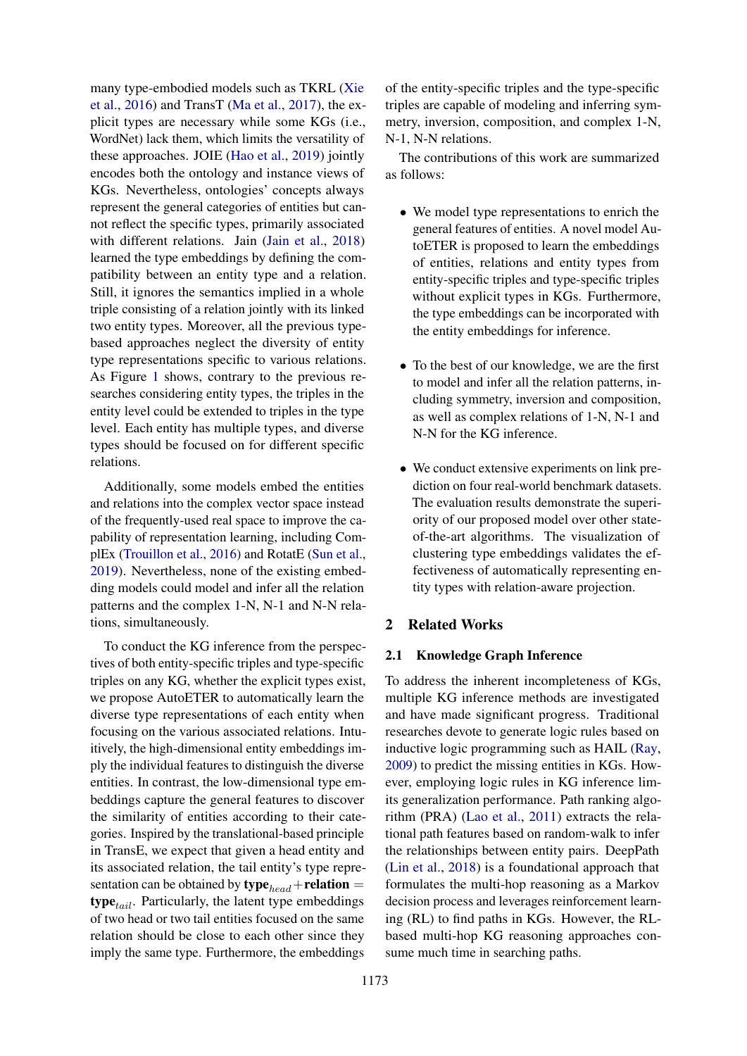many type-embodied models such as TKRL (Xie et al., 2016) and TransT (Ma et al., 2017), the explicit types are necessary while some KGs (i.e., WordNet) lack them, which limits the versatility of these approaches. JOIE (Hao et al., 2019) jointly encodes both the ontology and instance views of KGs. Nevertheless, ontologies' concepts always represent the general categories of entities but cannot reflect the specific types, primarily associated with different relations. Jain (Jain et al., 2018) learned the type embeddings by defining the compatibility between an entity type and a relation. Still, it ignores the semantics implied in a whole triple consisting of a relation jointly with its linked two entity types. Moreover, all the previous type-based approaches neglect the diversity of entity type representations specific to various relations. As Figure 1 shows, contrary to the previous researches considering entity types, the triples in the entity level could be extended to triples in the type level. Each entity has multiple types, and diverse types should be focused on for different specific relations.

Additionally, some models embed the entities and relations into the complex vector space instead of the frequently-used real space to improve the capability of representation learning, including ComplEx (Trouillon et al., 2016) and RotatE (Sun et al., 2019). Nevertheless, none of the existing embedding models could model and infer all the relation patterns and the complex 1-N, N-1 and N-N relations, simultaneously.

To conduct the KG inference from the perspectives of both entity-specific triples and type-specific triples on any KG, whether the explicit types exist, we propose AutoETER to automatically learn the diverse type representations of each entity when focusing on the various associated relations. Intuitively, the high-dimensional entity embeddings imply the individual features to distinguish the diverse entities. In contrast, the low-dimensional type embeddings capture the general features to discover the similarity of entities according to their categories. Inspired by the translational-based principle in TransE, we expect that given a head entity and its associated relation, the tail entity's type representation can be obtained by $\mathbf{type}_{head} + \mathbf{relation} = \mathbf{type}_{tail}$. Particularly, the latent type embeddings of two head or two tail entities focused on the same relation should be close to each other since they imply the same type. Furthermore, the embeddings of the entity-specific triples and the type-specific triples are capable of modeling and inferring symmetry, inversion, composition, and complex 1-N, N-1, N-N relations.

The contributions of this work are summarized as follows:

- We model type representations to enrich the general features of entities. A novel model AutoETER is proposed to learn the embeddings of entities, relations and entity types from entity-specific triples and type-specific triples without explicit types in KGs. Furthermore, the type embeddings can be incorporated with the entity embeddings for inference.

- To the best of our knowledge, we are the first to model and infer all the relation patterns, including symmetry, inversion and composition, as well as complex relations of 1-N, N-1 and N-N for the KG inference.

- We conduct extensive experiments on link prediction on four real-world benchmark datasets. The evaluation results demonstrate the superiority of our proposed model over other state-of-the-art algorithms. The visualization of clustering type embeddings validates the effectiveness of automatically representing entity types with relation-aware projection.

## 2 Related Works

### 2.1 Knowledge Graph Inference

To address the inherent incompleteness of KGs, multiple KG inference methods are investigated and have made significant progress. Traditional researches devote to generate logic rules based on inductive logic programming such as HAIL (Ray, 2009) to predict the missing entities in KGs. However, employing logic rules in KG inference limits its generalization performance. Path ranking algorithm (PRA) (Lao et al., 2011) extracts the relational path features based on random-walk to infer the relationships between entity pairs. DeepPath (Lin et al., 2018) is a foundational approach that formulates the multi-hop reasoning as a Markov decision process and leverages reinforcement learning (RL) to find paths in KGs. However, the RL-based multi-hop KG reasoning approaches consume much time in searching paths.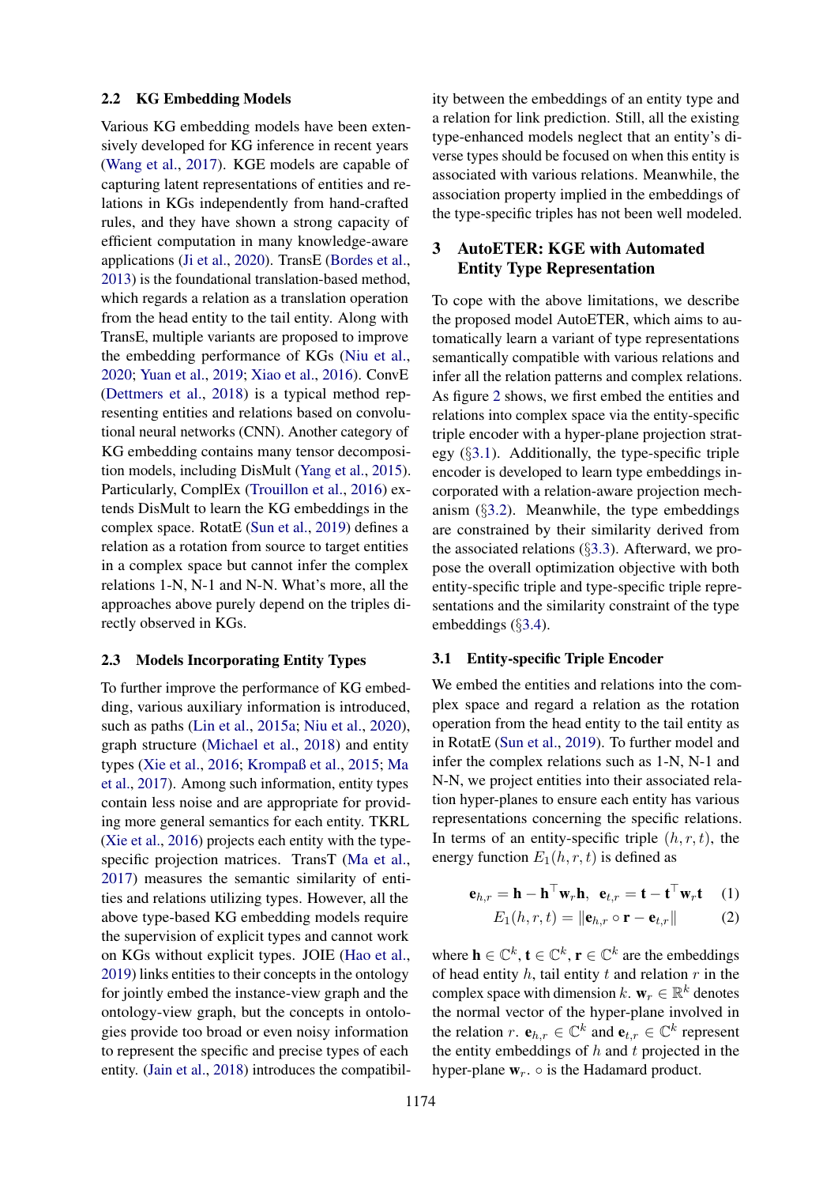### 2.2 KG Embedding Models

Various KG embedding models have been extensively developed for KG inference in recent years (Wang et al., 2017). KGE models are capable of capturing latent representations of entities and relations in KGs independently from hand-crafted rules, and they have shown a strong capacity of efficient computation in many knowledge-aware applications (Ji et al., 2020). TransE (Bordes et al., 2013) is the foundational translation-based method, which regards a relation as a translation operation from the head entity to the tail entity. Along with TransE, multiple variants are proposed to improve the embedding performance of KGs (Niu et al., 2020; Yuan et al., 2019; Xiao et al., 2016). ConvE (Dettmers et al., 2018) is a typical method representing entities and relations based on convolutional neural networks (CNN). Another category of KG embedding contains many tensor decomposition models, including DisMult (Yang et al., 2015). Particularly, ComplEx (Trouillon et al., 2016) extends DisMult to learn the KG embeddings in the complex space. RotatE (Sun et al., 2019) defines a relation as a rotation from source to target entities in a complex space but cannot infer the complex relations 1-N, N-1 and N-N. What's more, all the approaches above purely depend on the triples directly observed in KGs.

### 2.3 Models Incorporating Entity Types

To further improve the performance of KG embedding, various auxiliary information is introduced, such as paths (Lin et al., 2015a; Niu et al., 2020), graph structure (Michael et al., 2018) and entity types (Xie et al., 2016; Krompaß et al., 2015; Ma et al., 2017). Among such information, entity types contain less noise and are appropriate for providing more general semantics for each entity. TKRL (Xie et al., 2016) projects each entity with the type-specific projection matrices. TransT (Ma et al., 2017) measures the semantic similarity of entities and relations utilizing types. However, all the above type-based KG embedding models require the supervision of explicit types and cannot work on KGs without explicit types. JOIE (Hao et al., 2019) links entities to their concepts in the ontology for jointly embed the instance-view graph and the ontology-view graph, but the concepts in ontologies provide too broad or even noisy information to represent the specific and precise types of each entity. (Jain et al., 2018) introduces the compatibility between the embeddings of an entity type and a relation for link prediction. Still, all the existing type-enhanced models neglect that an entity's diverse types should be focused on when this entity is associated with various relations. Meanwhile, the association property implied in the embeddings of the type-specific triples has not been well modeled.

## 3 AutoETER: KGE with Automated Entity Type Representation

To cope with the above limitations, we describe the proposed model AutoETER, which aims to automatically learn a variant of type representations semantically compatible with various relations and infer all the relation patterns and complex relations. As figure 2 shows, we first embed the entities and relations into complex space via the entity-specific triple encoder with a hyper-plane projection strategy (§3.1). Additionally, the type-specific triple encoder is developed to learn type embeddings incorporated with a relation-aware projection mechanism (§3.2). Meanwhile, the type embeddings are constrained by their similarity derived from the associated relations (§3.3). Afterward, we propose the overall optimization objective with both entity-specific triple and type-specific triple representations and the similarity constraint of the type embeddings (§3.4).

### 3.1 Entity-specific Triple Encoder

We embed the entities and relations into the complex space and regard a relation as the rotation operation from the head entity to the tail entity as in RotatE (Sun et al., 2019). To further model and infer the complex relations such as 1-N, N-1 and N-N, we project entities into their associated relation hyper-planes to ensure each entity has various representations concerning the specific relations. In terms of an entity-specific triple $(h, r, t)$, the energy function $E_1(h, r, t)$ is defined as

$$\mathbf{e}_{h,r} = \mathbf{h} - \mathbf{h}^\top \mathbf{w}_r \mathbf{h}, \quad \mathbf{e}_{t,r} = \mathbf{t} - \mathbf{t}^\top \mathbf{w}_r \mathbf{t} \quad (1)$$

$$E_1(h, r, t) = \|\mathbf{e}_{h,r} \circ \mathbf{r} - \mathbf{e}_{t,r}\| \quad (2)$$

where $\mathbf{h} \in \mathbb{C}^k$, $\mathbf{t} \in \mathbb{C}^k$, $\mathbf{r} \in \mathbb{C}^k$ are the embeddings of head entity $h$, tail entity $t$ and relation $r$ in the complex space with dimension $k$. $\mathbf{w}_r \in \mathbb{R}^k$ denotes the normal vector of the hyper-plane involved in the relation $r$. $\mathbf{e}_{h,r} \in \mathbb{C}^k$ and $\mathbf{e}_{t,r} \in \mathbb{C}^k$ represent the entity embeddings of $h$ and $t$ projected in the hyper-plane $\mathbf{w}_r$. $\circ$ is the Hadamard product.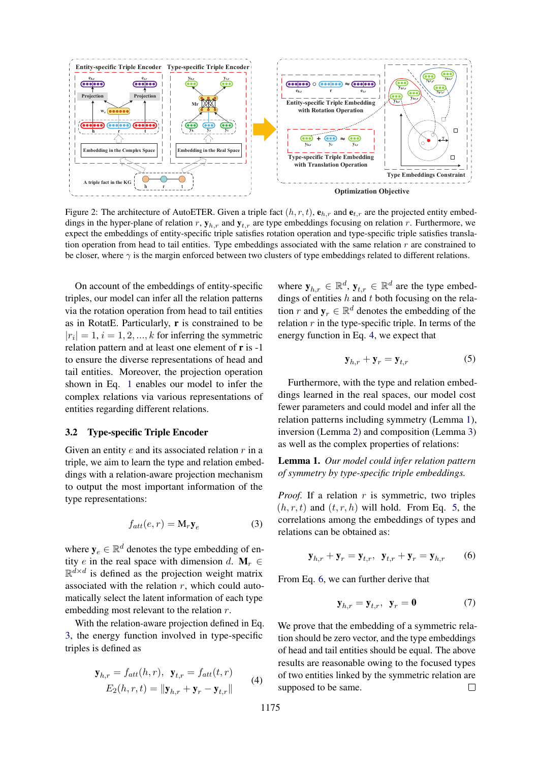Figure 2: The architecture of AutoETER. Given a triple fact $(h, r, t)$, $\mathbf{e}_{h,r}$ and $\mathbf{e}_{t,r}$ are the projected entity embeddings in the hyper-plane of relation $r$, $\mathbf{y}_{h,r}$ and $\mathbf{y}_{t,r}$ are type embeddings focusing on relation $r$. Furthermore, we expect the embeddings of entity-specific triple satisfies rotation operation and type-specific triple satisfies translation operation from head to tail entities. Type embeddings associated with the same relation $r$ are constrained to be closer, where $\gamma$ is the margin enforced between two clusters of type embeddings related to different relations.

On account of the embeddings of entity-specific triples, our model can infer all the relation patterns via the rotation operation from head to tail entities as in RotatE. Particularly, $\mathbf{r}$ is constrained to be $|r_i| = 1, i = 1, 2, ..., k$ for inferring the symmetric relation pattern and at least one element of $\mathbf{r}$ is -1 to ensure the diverse representations of head and tail entities. Moreover, the projection operation shown in Eq. 1 enables our model to infer the complex relations via various representations of entities regarding different relations.

### 3.2 Type-specific Triple Encoder

Given an entity $e$ and its associated relation $r$ in a triple, we aim to learn the type and relation embeddings with a relation-aware projection mechanism to output the most important information of the type representations:

$$f_{att}(e, r) = \mathbf{M}_r \mathbf{y}_e \tag{3}$$

where $\mathbf{y}_e \in \mathbb{R}^d$ denotes the type embedding of entity $e$ in the real space with dimension $d$. $\mathbf{M}_r \in \mathbb{R}^{d \times d}$ is defined as the projection weight matrix associated with the relation $r$, which could automatically select the latent information of each type embedding most relevant to the relation $r$.

With the relation-aware projection defined in Eq. 3, the energy function involved in type-specific triples is defined as

$$\begin{aligned} \mathbf{y}_{h,r} = f_{att}(h, r), \quad \mathbf{y}_{t,r} = f_{att}(t, r) \\ E_2(h, r, t) = \|\mathbf{y}_{h,r} + \mathbf{y}_r - \mathbf{y}_{t,r}\| \end{aligned} \tag{4}$$

where $\mathbf{y}_{h,r} \in \mathbb{R}^d$, $\mathbf{y}_{t,r} \in \mathbb{R}^d$ are the type embeddings of entities $h$ and $t$ both focusing on the relation $r$ and $\mathbf{y}_r \in \mathbb{R}^d$ denotes the embedding of the relation $r$ in the type-specific triple. In terms of the energy function in Eq. 4, we expect that

$$\mathbf{y}_{h,r} + \mathbf{y}_r = \mathbf{y}_{t,r} \tag{5}$$

Furthermore, with the type and relation embeddings learned in the real spaces, our model cost fewer parameters and could model and infer all the relation patterns including symmetry (Lemma 1), inversion (Lemma 2) and composition (Lemma 3) as well as the complex properties of relations:

**Lemma 1.** *Our model could infer relation pattern of symmetry by type-specific triple embeddings.*

*Proof.* If a relation $r$ is symmetric, two triples $(h, r, t)$ and $(t, r, h)$ will hold. From Eq. 5, the correlations among the embeddings of types and relations can be obtained as:

$$\mathbf{y}_{h,r} + \mathbf{y}_r = \mathbf{y}_{t,r}, \quad \mathbf{y}_{t,r} + \mathbf{y}_r = \mathbf{y}_{h,r} \tag{6}$$

From Eq. 6, we can further derive that

$$\mathbf{y}_{h,r} = \mathbf{y}_{t,r}, \quad \mathbf{y}_r = \mathbf{0} \tag{7}$$

We prove that the embedding of a symmetric relation should be zero vector, and the type embeddings of head and tail entities should be equal. The above results are reasonable owing to the focused types of two entities linked by the symmetric relation are supposed to be same. □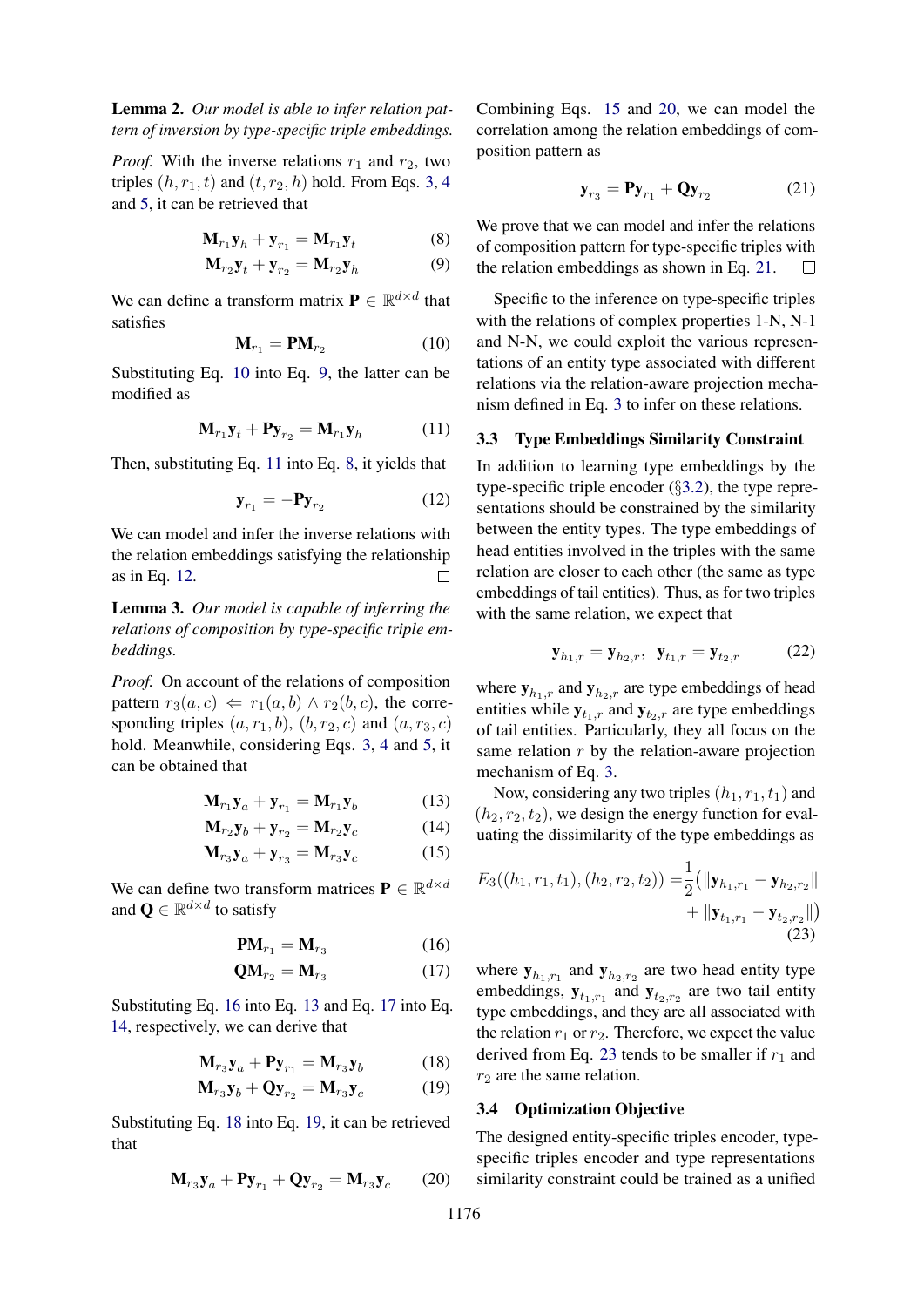**Lemma 2.** *Our model is able to infer relation pattern of inversion by type-specific triple embeddings.*

*Proof.* With the inverse relations $r_1$ and $r_2$, two triples $(h, r_1, t)$ and $(t, r_2, h)$ hold. From Eqs. 3, 4 and 5, it can be retrieved that

$$\mathbf{M}_{r_1}\mathbf{y}_h + \mathbf{y}_{r_1} = \mathbf{M}_{r_1}\mathbf{y}_t \tag{8}$$

$$\mathbf{M}_{r_2}\mathbf{y}_t + \mathbf{y}_{r_2} = \mathbf{M}_{r_2}\mathbf{y}_h \tag{9}$$

We can define a transform matrix $\mathbf{P} \in \mathbb{R}^{d\times d}$ that satisfies

$$\mathbf{M}_{r_1} = \mathbf{P}\mathbf{M}_{r_2} \tag{10}$$

Substituting Eq. 10 into Eq. 9, the latter can be modified as

$$\mathbf{M}_{r_1}\mathbf{y}_t + \mathbf{P}\mathbf{y}_{r_2} = \mathbf{M}_{r_1}\mathbf{y}_h \tag{11}$$

Then, substituting Eq. 11 into Eq. 8, it yields that

$$\mathbf{y}_{r_1} = -\mathbf{P}\mathbf{y}_{r_2} \tag{12}$$

We can model and infer the inverse relations with the relation embeddings satisfying the relationship as in Eq. 12. □

**Lemma 3.** *Our model is capable of inferring the relations of composition by type-specific triple embeddings.*

*Proof.* On account of the relations of composition pattern $r_3(a, c) \Leftarrow r_1(a, b) \wedge r_2(b, c)$, the corresponding triples $(a, r_1, b)$, $(b, r_2, c)$ and $(a, r_3, c)$ hold. Meanwhile, considering Eqs. 3, 4 and 5, it can be obtained that

$$\mathbf{M}_{r_1}\mathbf{y}_a + \mathbf{y}_{r_1} = \mathbf{M}_{r_1}\mathbf{y}_b \tag{13}$$

$$\mathbf{M}_{r_2}\mathbf{y}_b + \mathbf{y}_{r_2} = \mathbf{M}_{r_2}\mathbf{y}_c \tag{14}$$

$$\mathbf{M}_{r_3}\mathbf{y}_a + \mathbf{y}_{r_3} = \mathbf{M}_{r_3}\mathbf{y}_c \tag{15}$$

We can define two transform matrices $\mathbf{P} \in \mathbb{R}^{d\times d}$ and $\mathbf{Q} \in \mathbb{R}^{d\times d}$ to satisfy

$$\mathbf{P}\mathbf{M}_{r_1} = \mathbf{M}_{r_3} \tag{16}$$

$$\mathbf{Q}\mathbf{M}_{r_2} = \mathbf{M}_{r_3} \tag{17}$$

Substituting Eq. 16 into Eq. 13 and Eq. 17 into Eq. 14, respectively, we can derive that

$$\mathbf{M}_{r_3}\mathbf{y}_a + \mathbf{P}\mathbf{y}_{r_1} = \mathbf{M}_{r_3}\mathbf{y}_b \tag{18}$$

$$\mathbf{M}_{r_3}\mathbf{y}_b + \mathbf{Q}\mathbf{y}_{r_2} = \mathbf{M}_{r_3}\mathbf{y}_c \tag{19}$$

Substituting Eq. 18 into Eq. 19, it can be retrieved that

$$\mathbf{M}_{r_3}\mathbf{y}_a + \mathbf{P}\mathbf{y}_{r_1} + \mathbf{Q}\mathbf{y}_{r_2} = \mathbf{M}_{r_3}\mathbf{y}_c \tag{20}$$

Combining Eqs. 15 and 20, we can model the correlation among the relation embeddings of composition pattern as

$$\mathbf{y}_{r_3} = \mathbf{P}\mathbf{y}_{r_1} + \mathbf{Q}\mathbf{y}_{r_2} \tag{21}$$

We prove that we can model and infer the relations of composition pattern for type-specific triples with the relation embeddings as shown in Eq. 21. □

Specific to the inference on type-specific triples with the relations of complex properties 1-N, N-1 and N-N, we could exploit the various representations of an entity type associated with different relations via the relation-aware projection mechanism defined in Eq. 3 to infer on these relations.

### 3.3 Type Embeddings Similarity Constraint

In addition to learning type embeddings by the type-specific triple encoder (§3.2), the type representations should be constrained by the similarity between the entity types. The type embeddings of head entities involved in the triples with the same relation are closer to each other (the same as type embeddings of tail entities). Thus, as for two triples with the same relation, we expect that

$$\mathbf{y}_{h_1,r} = \mathbf{y}_{h_2,r}, \;\; \mathbf{y}_{t_1,r} = \mathbf{y}_{t_2,r} \tag{22}$$

where $\mathbf{y}_{h_1,r}$ and $\mathbf{y}_{h_2,r}$ are type embeddings of head entities while $\mathbf{y}_{t_1,r}$ and $\mathbf{y}_{t_2,r}$ are type embeddings of tail entities. Particularly, they all focus on the same relation $r$ by the relation-aware projection mechanism of Eq. 3.

Now, considering any two triples $(h_1, r_1, t_1)$ and $(h_2, r_2, t_2)$, we design the energy function for evaluating the dissimilarity of the type embeddings as

$$E_3((h_1, r_1, t_1), (h_2, r_2, t_2)) = \frac{1}{2}\big(\|\mathbf{y}_{h_1,r_1} - \mathbf{y}_{h_2,r_2}\| + \|\mathbf{y}_{t_1,r_1} - \mathbf{y}_{t_2,r_2}\|\big) \tag{23}$$

where $\mathbf{y}_{h_1,r_1}$ and $\mathbf{y}_{h_2,r_2}$ are two head entity type embeddings, $\mathbf{y}_{t_1,r_1}$ and $\mathbf{y}_{t_2,r_2}$ are two tail entity type embeddings, and they are all associated with the relation $r_1$ or $r_2$. Therefore, we expect the value derived from Eq. 23 tends to be smaller if $r_1$ and $r_2$ are the same relation.

### 3.4 Optimization Objective

The designed entity-specific triples encoder, type-specific triples encoder and type representations similarity constraint could be trained as a unified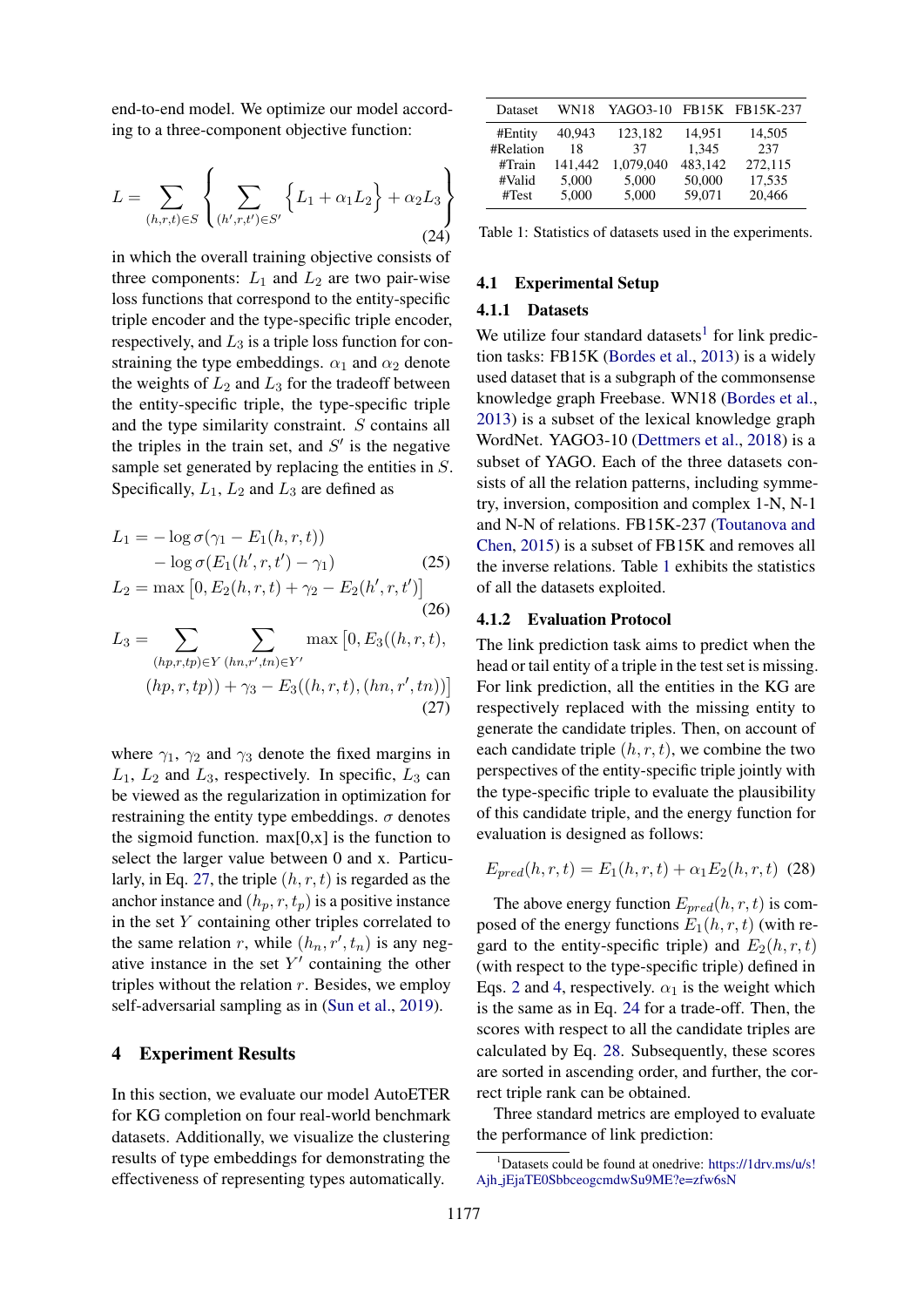end-to-end model. We optimize our model according to a three-component objective function:

$$L = \sum_{(h,r,t)\in S} \left\{ \sum_{(h',r,t')\in S'} \left\{ L_1 + \alpha_1 L_2 \right\} + \alpha_2 L_3 \right\} \tag{24}$$

in which the overall training objective consists of three components: $L_1$ and $L_2$ are two pair-wise loss functions that correspond to the entity-specific triple encoder and the type-specific triple encoder, respectively, and $L_3$ is a triple loss function for constraining the type embeddings. $\alpha_1$ and $\alpha_2$ denote the weights of $L_2$ and $L_3$ for the tradeoff between the entity-specific triple, the type-specific triple and the type similarity constraint. $S$ contains all the triples in the train set, and $S'$ is the negative sample set generated by replacing the entities in $S$. Specifically, $L_1$, $L_2$ and $L_3$ are defined as

$$\begin{aligned} L_1 = & -\log \sigma(\gamma_1 - E_1(h,r,t)) \\ & -\log \sigma(E_1(h',r,t') - \gamma_1) \end{aligned} \tag{25}$$

$$L_2 = \max\left[0, E_2(h,r,t) + \gamma_2 - E_2(h',r,t')\right] \tag{26}$$

$$\begin{aligned} L_3 = \sum_{(hp,r,tp)\in Y} \sum_{(hn,r',tn)\in Y'} \max\big[0, E_3((h,r,t), \\ (hp,r,tp)) + \gamma_3 - E_3((h,r,t),(hn,r',tn))\big] \end{aligned} \tag{27}$$

where $\gamma_1$, $\gamma_2$ and $\gamma_3$ denote the fixed margins in $L_1$, $L_2$ and $L_3$, respectively. In specific, $L_3$ can be viewed as the regularization in optimization for restraining the entity type embeddings. $\sigma$ denotes the sigmoid function. max[0,x] is the function to select the larger value between 0 and x. Particularly, in Eq. 27, the triple $(h,r,t)$ is regarded as the anchor instance and $(h_p,r,t_p)$ is a positive instance in the set $Y$ containing other triples correlated to the same relation $r$, while $(h_n,r',t_n)$ is any negative instance in the set $Y'$ containing the other triples without the relation $r$. Besides, we employ self-adversarial sampling as in (Sun et al., 2019).

# 4 Experiment Results

In this section, we evaluate our model AutoETER for KG completion on four real-world benchmark datasets. Additionally, we visualize the clustering results of type embeddings for demonstrating the effectiveness of representing types automatically.

| Dataset | WN18 | YAGO3-10 | FB15K | FB15K-237 |
|---|---|---|---|---|
| #Entity | 40,943 | 123,182 | 14,951 | 14,505 |
| #Relation | 18 | 37 | 1,345 | 237 |
| #Train | 141,442 | 1,079,040 | 483,142 | 272,115 |
| #Valid | 5,000 | 5,000 | 50,000 | 17,535 |
| #Test | 5,000 | 5,000 | 59,071 | 20,466 |

Table 1: Statistics of datasets used in the experiments.

## 4.1 Experimental Setup

### 4.1.1 Datasets

We utilize four standard datasets[1] for link prediction tasks: FB15K (Bordes et al., 2013) is a widely used dataset that is a subgraph of the commonsense knowledge graph Freebase. WN18 (Bordes et al., 2013) is a subset of the lexical knowledge graph WordNet. YAGO3-10 (Dettmers et al., 2018) is a subset of YAGO. Each of the three datasets consists of all the relation patterns, including symmetry, inversion, composition and complex 1-N, N-1 and N-N of relations. FB15K-237 (Toutanova and Chen, 2015) is a subset of FB15K and removes all the inverse relations. Table 1 exhibits the statistics of all the datasets exploited.

### 4.1.2 Evaluation Protocol

The link prediction task aims to predict when the head or tail entity of a triple in the test set is missing. For link prediction, all the entities in the KG are respectively replaced with the missing entity to generate the candidate triples. Then, on account of each candidate triple $(h,r,t)$, we combine the two perspectives of the entity-specific triple jointly with the type-specific triple to evaluate the plausibility of this candidate triple, and the energy function for evaluation is designed as follows:

$$E_{pred}(h,r,t) = E_1(h,r,t) + \alpha_1 E_2(h,r,t) \tag{28}$$

The above energy function $E_{pred}(h,r,t)$ is composed of the energy functions $E_1(h,r,t)$ (with regard to the entity-specific triple) and $E_2(h,r,t)$ (with respect to the type-specific triple) defined in Eqs. 2 and 4, respectively. $\alpha_1$ is the weight which is the same as in Eq. 24 for a trade-off. Then, the scores with respect to all the candidate triples are calculated by Eq. 28. Subsequently, these scores are sorted in ascending order, and further, the correct triple rank can be obtained.

Three standard metrics are employed to evaluate the performance of link prediction:

[1] Datasets could be found at onedrive: https://1drv.ms/u/s!Ajh_jEjaTE0SbbceogcmdwSu9ME?e=zfw6sN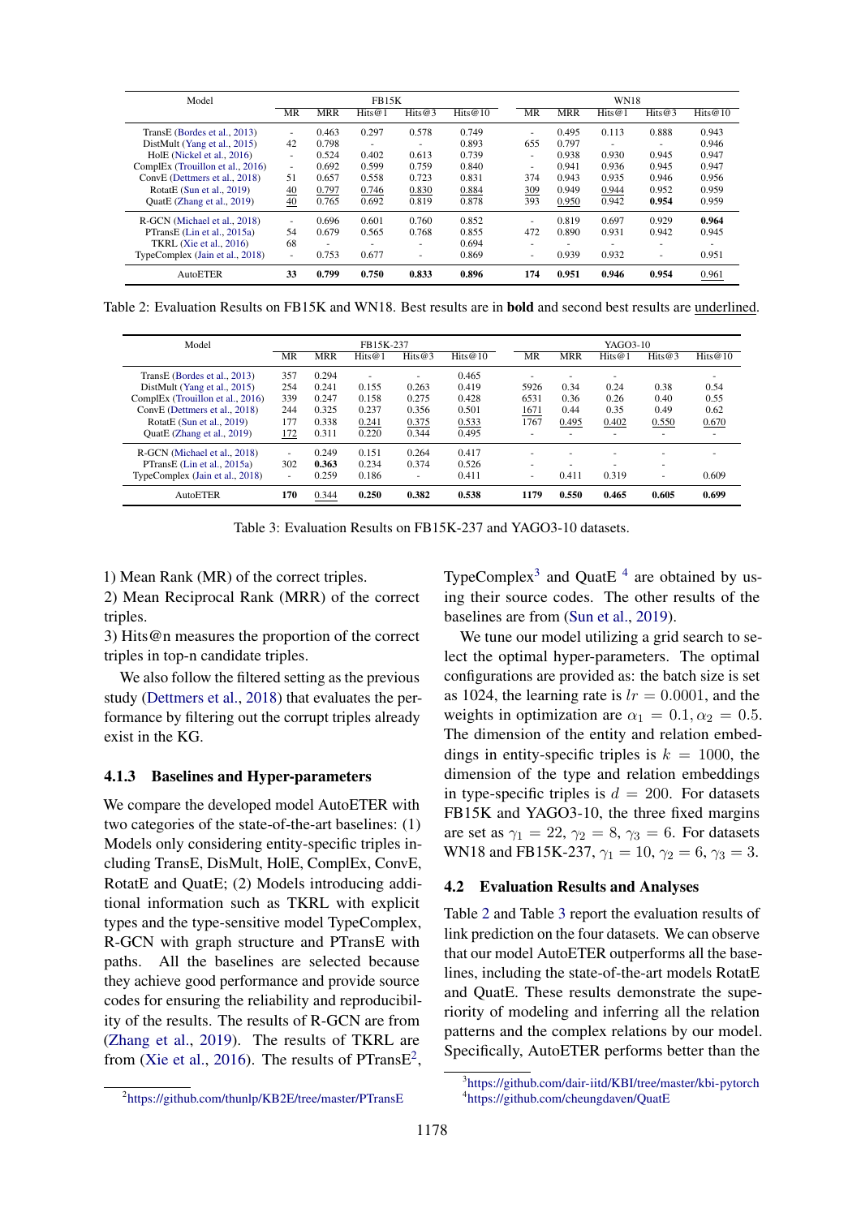| Model | FB15K | | | | | WN18 | | | | |
|---|---|---|---|---|---|---|---|---|---|---|
| | MR | MRR | Hits@1 | Hits@3 | Hits@10 | MR | MRR | Hits@1 | Hits@3 | Hits@10 |
| TransE (Bordes et al., 2013) | - | 0.463 | 0.297 | 0.578 | 0.749 | - | 0.495 | 0.113 | 0.888 | 0.943 |
| DistMult (Yang et al., 2015) | 42 | 0.798 | - | - | 0.893 | 655 | 0.797 | - | - | 0.946 |
| HolE (Nickel et al., 2016) | - | 0.524 | 0.402 | 0.613 | 0.739 | - | 0.938 | 0.930 | 0.945 | 0.947 |
| ComplEx (Trouillon et al., 2016) | - | 0.692 | 0.599 | 0.759 | 0.840 | - | 0.941 | 0.936 | 0.945 | 0.947 |
| ConvE (Dettmers et al., 2018) | 51 | 0.657 | 0.558 | 0.723 | 0.831 | 374 | 0.943 | 0.935 | 0.946 | 0.956 |
| RotatE (Sun et al., 2019) | <u>40</u> | <u>0.797</u> | <u>0.746</u> | <u>0.830</u> | <u>0.884</u> | <u>309</u> | 0.949 | <u>0.944</u> | 0.952 | 0.959 |
| QuatE (Zhang et al., 2019) | <u>40</u> | 0.765 | 0.692 | 0.819 | 0.878 | 393 | <u>0.950</u> | 0.942 | **0.954** | 0.959 |
| R-GCN (Michael et al., 2018) | - | 0.696 | 0.601 | 0.760 | 0.852 | - | 0.819 | 0.697 | 0.929 | **0.964** |
| PTransE (Lin et al., 2015a) | 54 | 0.679 | 0.565 | 0.768 | 0.855 | 472 | 0.890 | 0.931 | 0.942 | 0.945 |
| TKRL (Xie et al., 2016) | 68 | - | - | - | 0.694 | - | - | - | - | - |
| TypeComplex (Jain et al., 2018) | - | 0.753 | 0.677 | - | 0.869 | - | 0.939 | 0.932 | - | 0.951 |
| AutoETER | **33** | **0.799** | **0.750** | **0.833** | **0.896** | **174** | **0.951** | **0.946** | **0.954** | <u>0.961</u> |

Table 2: Evaluation Results on FB15K and WN18. Best results are in **bold** and second best results are <u>underlined</u>.

| Model | FB15K-237 | | | | | YAGO3-10 | | | | |
|---|---|---|---|---|---|---|---|---|---|---|
| | MR | MRR | Hits@1 | Hits@3 | Hits@10 | MR | MRR | Hits@1 | Hits@3 | Hits@10 |
| TransE (Bordes et al., 2013) | 357 | 0.294 | - | - | 0.465 | - | - | - | - | - |
| DistMult (Yang et al., 2015) | 254 | 0.241 | 0.155 | 0.263 | 0.419 | 5926 | 0.34 | 0.24 | 0.38 | 0.54 |
| ComplEx (Trouillon et al., 2016) | 339 | 0.247 | 0.158 | 0.275 | 0.428 | 6531 | 0.36 | 0.26 | 0.40 | 0.55 |
| ConvE (Dettmers et al., 2018) | 244 | 0.325 | 0.237 | 0.356 | 0.501 | <u>1671</u> | 0.44 | 0.35 | 0.49 | 0.62 |
| RotatE (Sun et al., 2019) | 177 | 0.338 | <u>0.241</u> | <u>0.375</u> | <u>0.533</u> | 1767 | <u>0.495</u> | <u>0.402</u> | <u>0.550</u> | <u>0.670</u> |
| QuatE (Zhang et al., 2019) | <u>172</u> | 0.311 | 0.220 | 0.344 | 0.495 | - | - | - | - | - |
| R-GCN (Michael et al., 2018) | - | 0.249 | 0.151 | 0.264 | 0.417 | - | - | - | - | - |
| PTransE (Lin et al., 2015a) | 302 | **0.363** | 0.234 | 0.374 | 0.526 | - | - | - | - | - |
| TypeComplex (Jain et al., 2018) | - | 0.259 | 0.186 | - | 0.411 | - | 0.411 | 0.319 | - | 0.609 |
| AutoETER | **170** | <u>0.344</u> | **0.250** | **0.382** | **0.538** | **1179** | **0.550** | **0.465** | **0.605** | **0.699** |

Table 3: Evaluation Results on FB15K-237 and YAGO3-10 datasets.

1) Mean Rank (MR) of the correct triples.
2) Mean Reciprocal Rank (MRR) of the correct triples.
3) Hits@n measures the proportion of the correct triples in top-n candidate triples.

We also follow the filtered setting as the previous study (Dettmers et al., 2018) that evaluates the performance by filtering out the corrupt triples already exist in the KG.

### 4.1.3 Baselines and Hyper-parameters

We compare the developed model AutoETER with two categories of the state-of-the-art baselines: (1) Models only considering entity-specific triples including TransE, DisMult, HolE, ComplEx, ConvE, RotatE and QuatE; (2) Models introducing additional information such as TKRL with explicit types and the type-sensitive model TypeComplex, R-GCN with graph structure and PTransE with paths. All the baselines are selected because they achieve good performance and provide source codes for ensuring the reliability and reproducibility of the results. The results of R-GCN are from (Zhang et al., 2019). The results of TKRL are from (Xie et al., 2016). The results of PTransE[2], TypeComplex[3] and QuatE [4] are obtained by using their source codes. The other results of the baselines are from (Sun et al., 2019).

We tune our model utilizing a grid search to select the optimal hyper-parameters. The optimal configurations are provided as: the batch size is set as 1024, the learning rate is $lr = 0.0001$, and the weights in optimization are $\alpha_1 = 0.1, \alpha_2 = 0.5$. The dimension of the entity and relation embeddings in entity-specific triples is $k = 1000$, the dimension of the type and relation embeddings in type-specific triples is $d = 200$. For datasets FB15K and YAGO3-10, the three fixed margins are set as $\gamma_1 = 22$, $\gamma_2 = 8$, $\gamma_3 = 6$. For datasets WN18 and FB15K-237, $\gamma_1 = 10$, $\gamma_2 = 6$, $\gamma_3 = 3$.

## 4.2 Evaluation Results and Analyses

Table 2 and Table 3 report the evaluation results of link prediction on the four datasets. We can observe that our model AutoETER outperforms all the baselines, including the state-of-the-art models RotatE and QuatE. These results demonstrate the superiority of modeling and inferring all the relation patterns and the complex relations by our model. Specifically, AutoETER performs better than the

[2] https://github.com/thunlp/KB2E/tree/master/PTransE

[3] https://github.com/dair-iitd/KBI/tree/master/kbi-pytorch

[4] https://github.com/cheungdaven/QuatE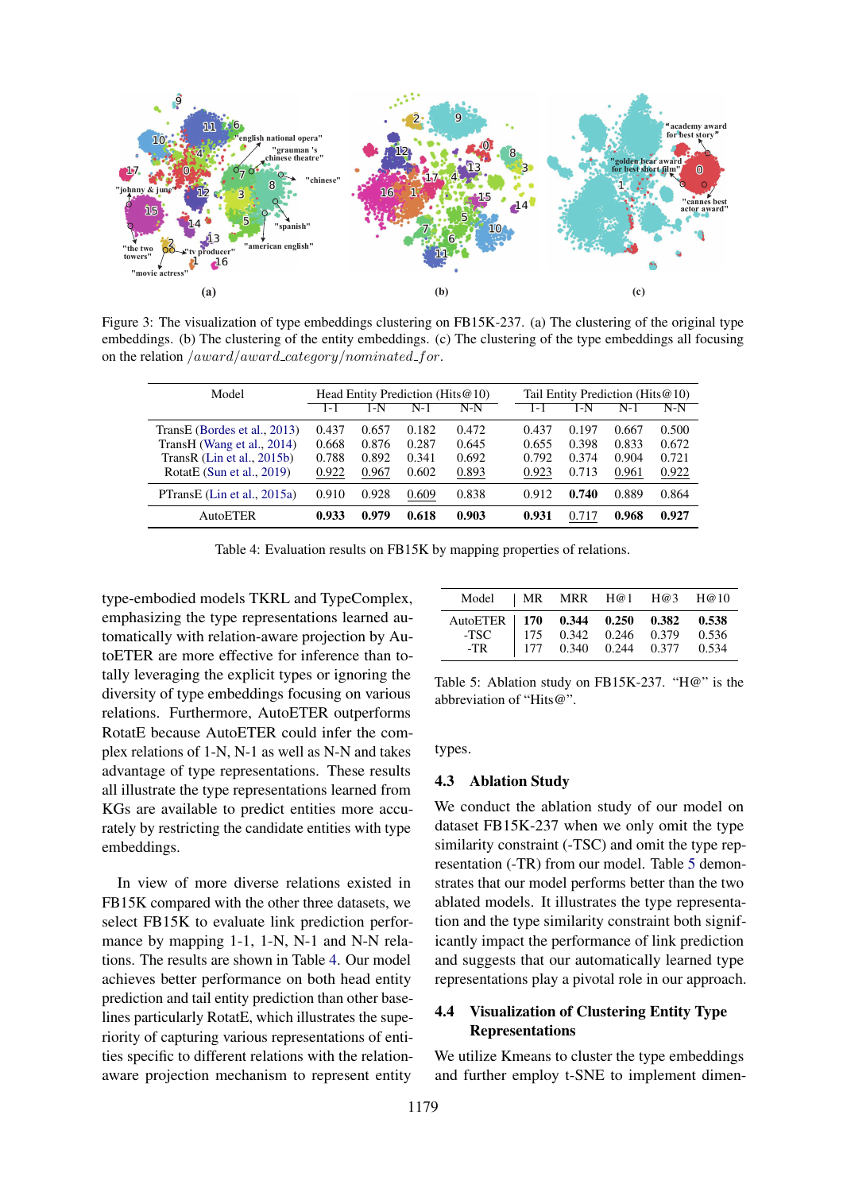Figure 3: The visualization of type embeddings clustering on FB15K-237. (a) The clustering of the original type embeddings. (b) The clustering of the entity embeddings. (c) The clustering of the type embeddings all focusing on the relation $/award/award\_category/nominated\_for$.

| Model | Head Entity Prediction (Hits@10) | | | | Tail Entity Prediction (Hits@10) | | | |
|---|---|---|---|---|---|---|---|---|
| | 1-1 | 1-N | N-1 | N-N | 1-1 | 1-N | N-1 | N-N |
| TransE (Bordes et al., 2013) | 0.437 | 0.657 | 0.182 | 0.472 | 0.437 | 0.197 | 0.667 | 0.500 |
| TransH (Wang et al., 2014) | 0.668 | 0.876 | 0.287 | 0.645 | 0.655 | 0.398 | 0.833 | 0.672 |
| TransR (Lin et al., 2015b) | 0.788 | 0.892 | 0.341 | 0.692 | 0.792 | 0.374 | 0.904 | 0.721 |
| RotatE (Sun et al., 2019) | 0.922 | 0.967 | 0.602 | 0.893 | 0.923 | 0.713 | 0.961 | 0.922 |
| PTransE (Lin et al., 2015a) | 0.910 | 0.928 | 0.609 | 0.838 | 0.912 | **0.740** | 0.889 | 0.864 |
| AutoETER | **0.933** | **0.979** | **0.618** | **0.903** | **0.931** | 0.717 | **0.968** | **0.927** |

Table 4: Evaluation results on FB15K by mapping properties of relations.

type-embodied models TKRL and TypeComplex, emphasizing the type representations learned automatically with relation-aware projection by AutoETER are more effective for inference than totally leveraging the explicit types or ignoring the diversity of type embeddings focusing on various relations. Furthermore, AutoETER outperforms RotatE because AutoETER could infer the complex relations of 1-N, N-1 as well as N-N and takes advantage of type representations. These results all illustrate the type representations learned from KGs are available to predict entities more accurately by restricting the candidate entities with type embeddings.

In view of more diverse relations existed in FB15K compared with the other three datasets, we select FB15K to evaluate link prediction performance by mapping 1-1, 1-N, N-1 and N-N relations. The results are shown in Table 4. Our model achieves better performance on both head entity prediction and tail entity prediction than other baselines particularly RotatE, which illustrates the superiority of capturing various representations of entities specific to different relations with the relation-aware projection mechanism to represent entity types.

| Model | MR | MRR | H@1 | H@3 | H@10 |
|---|---|---|---|---|---|
| AutoETER | **170** | **0.344** | **0.250** | **0.382** | **0.538** |
| -TSC | 175 | 0.342 | 0.246 | 0.379 | 0.536 |
| -TR | 177 | 0.340 | 0.244 | 0.377 | 0.534 |

Table 5: Ablation study on FB15K-237. "H@" is the abbreviation of "Hits@".

### 4.3 Ablation Study

We conduct the ablation study of our model on dataset FB15K-237 when we only omit the type similarity constraint (-TSC) and omit the type representation (-TR) from our model. Table 5 demonstrates that our model performs better than the two ablated models. It illustrates the type representation and the type similarity constraint both significantly impact the performance of link prediction and suggests that our automatically learned type representations play a pivotal role in our approach.

### 4.4 Visualization of Clustering Entity Type Representations

We utilize Kmeans to cluster the type embeddings and further employ t-SNE to implement dimen-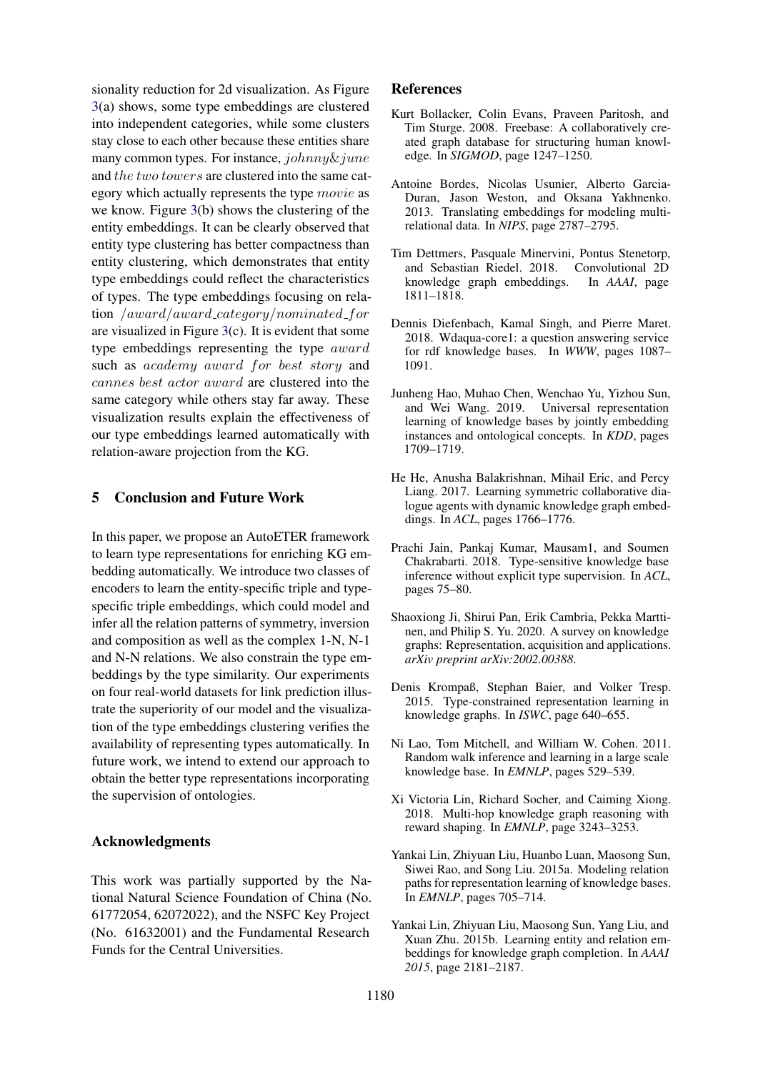sionality reduction for 2d visualization. As Figure 3(a) shows, some type embeddings are clustered into independent categories, while some clusters stay close to each other because these entities share many common types. For instance, $johnny\&june$ and $the\,two\,towers$ are clustered into the same category which actually represents the type $movie$ as we know. Figure 3(b) shows the clustering of the entity embeddings. It can be clearly observed that entity type clustering has better compactness than entity clustering, which demonstrates that entity type embeddings could reflect the characteristics of types. The type embeddings focusing on relation $/award/award\_category/nominated\_for$ are visualized in Figure 3(c). It is evident that some type embeddings representing the type $award$ such as $academy\ award\ for\ best\ story$ and $cannes\ best\ actor\ award$ are clustered into the same category while others stay far away. These visualization results explain the effectiveness of our type embeddings learned automatically with relation-aware projection from the KG.

## 5 Conclusion and Future Work

In this paper, we propose an AutoETER framework to learn type representations for enriching KG embedding automatically. We introduce two classes of encoders to learn the entity-specific triple and type-specific triple embeddings, which could model and infer all the relation patterns of symmetry, inversion and composition as well as the complex 1-N, N-1 and N-N relations. We also constrain the type embeddings by the type similarity. Our experiments on four real-world datasets for link prediction illustrate the superiority of our model and the visualization of the type embeddings clustering verifies the availability of representing types automatically. In future work, we intend to extend our approach to obtain the better type representations incorporating the supervision of ontologies.

## Acknowledgments

This work was partially supported by the National Natural Science Foundation of China (No. 61772054, 62072022), and the NSFC Key Project (No. 61632001) and the Fundamental Research Funds for the Central Universities.

## References

Kurt Bollacker, Colin Evans, Praveen Paritosh, and Tim Sturge. 2008. Freebase: A collaboratively created graph database for structuring human knowledge. In *SIGMOD*, page 1247–1250.

Antoine Bordes, Nicolas Usunier, Alberto Garcia-Duran, Jason Weston, and Oksana Yakhnenko. 2013. Translating embeddings for modeling multi-relational data. In *NIPS*, page 2787–2795.

Tim Dettmers, Pasquale Minervini, Pontus Stenetorp, and Sebastian Riedel. 2018. Convolutional 2D knowledge graph embeddings. In *AAAI*, page 1811–1818.

Dennis Diefenbach, Kamal Singh, and Pierre Maret. 2018. Wdaqua-core1: a question answering service for rdf knowledge bases. In *WWW*, pages 1087–1091.

Junheng Hao, Muhao Chen, Wenchao Yu, Yizhou Sun, and Wei Wang. 2019. Universal representation learning of knowledge bases by jointly embedding instances and ontological concepts. In *KDD*, pages 1709–1719.

He He, Anusha Balakrishnan, Mihail Eric, and Percy Liang. 2017. Learning symmetric collaborative dialogue agents with dynamic knowledge graph embeddings. In *ACL*, pages 1766–1776.

Prachi Jain, Pankaj Kumar, Mausam1, and Soumen Chakrabarti. 2018. Type-sensitive knowledge base inference without explicit type supervision. In *ACL*, pages 75–80.

Shaoxiong Ji, Shirui Pan, Erik Cambria, Pekka Marttinen, and Philip S. Yu. 2020. A survey on knowledge graphs: Representation, acquisition and applications. *arXiv preprint arXiv:2002.00388*.

Denis Krompaß, Stephan Baier, and Volker Tresp. 2015. Type-constrained representation learning in knowledge graphs. In *ISWC*, page 640–655.

Ni Lao, Tom Mitchell, and William W. Cohen. 2011. Random walk inference and learning in a large scale knowledge base. In *EMNLP*, pages 529–539.

Xi Victoria Lin, Richard Socher, and Caiming Xiong. 2018. Multi-hop knowledge graph reasoning with reward shaping. In *EMNLP*, page 3243–3253.

Yankai Lin, Zhiyuan Liu, Huanbo Luan, Maosong Sun, Siwei Rao, and Song Liu. 2015a. Modeling relation paths for representation learning of knowledge bases. In *EMNLP*, pages 705–714.

Yankai Lin, Zhiyuan Liu, Maosong Sun, Yang Liu, and Xuan Zhu. 2015b. Learning entity and relation embeddings for knowledge graph completion. In *AAAI 2015*, page 2181–2187.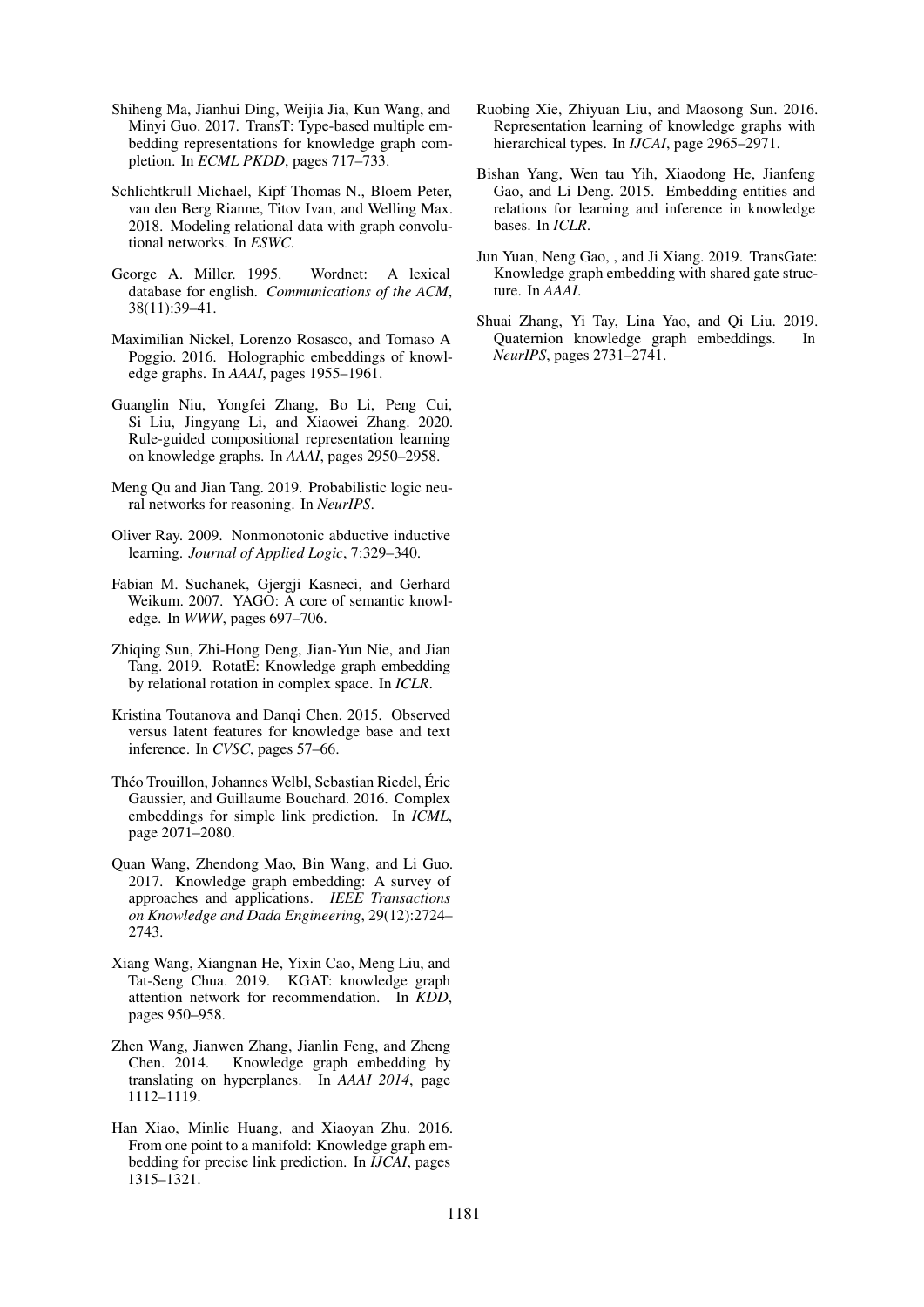Shiheng Ma, Jianhui Ding, Weijia Jia, Kun Wang, and Minyi Guo. 2017. TransT: Type-based multiple embedding representations for knowledge graph completion. In *ECML PKDD*, pages 717–733.

Schlichtkrull Michael, Kipf Thomas N., Bloem Peter, van den Berg Rianne, Titov Ivan, and Welling Max. 2018. Modeling relational data with graph convolutional networks. In *ESWC*.

George A. Miller. 1995. Wordnet: A lexical database for english. *Communications of the ACM*, 38(11):39–41.

Maximilian Nickel, Lorenzo Rosasco, and Tomaso A Poggio. 2016. Holographic embeddings of knowledge graphs. In *AAAI*, pages 1955–1961.

Guanglin Niu, Yongfei Zhang, Bo Li, Peng Cui, Si Liu, Jingyang Li, and Xiaowei Zhang. 2020. Rule-guided compositional representation learning on knowledge graphs. In *AAAI*, pages 2950–2958.

Meng Qu and Jian Tang. 2019. Probabilistic logic neural networks for reasoning. In *NeurIPS*.

Oliver Ray. 2009. Nonmonotonic abductive inductive learning. *Journal of Applied Logic*, 7:329–340.

Fabian M. Suchanek, Gjergji Kasneci, and Gerhard Weikum. 2007. YAGO: A core of semantic knowledge. In *WWW*, pages 697–706.

Zhiqing Sun, Zhi-Hong Deng, Jian-Yun Nie, and Jian Tang. 2019. RotatE: Knowledge graph embedding by relational rotation in complex space. In *ICLR*.

Kristina Toutanova and Danqi Chen. 2015. Observed versus latent features for knowledge base and text inference. In *CVSC*, pages 57–66.

Théo Trouillon, Johannes Welbl, Sebastian Riedel, Éric Gaussier, and Guillaume Bouchard. 2016. Complex embeddings for simple link prediction. In *ICML*, page 2071–2080.

Quan Wang, Zhendong Mao, Bin Wang, and Li Guo. 2017. Knowledge graph embedding: A survey of approaches and applications. *IEEE Transactions on Knowledge and Dada Engineering*, 29(12):2724–2743.

Xiang Wang, Xiangnan He, Yixin Cao, Meng Liu, and Tat-Seng Chua. 2019. KGAT: knowledge graph attention network for recommendation. In *KDD*, pages 950–958.

Zhen Wang, Jianwen Zhang, Jianlin Feng, and Zheng Chen. 2014. Knowledge graph embedding by translating on hyperplanes. In *AAAI 2014*, page 1112–1119.

Han Xiao, Minlie Huang, and Xiaoyan Zhu. 2016. From one point to a manifold: Knowledge graph embedding for precise link prediction. In *IJCAI*, pages 1315–1321.

Ruobing Xie, Zhiyuan Liu, and Maosong Sun. 2016. Representation learning of knowledge graphs with hierarchical types. In *IJCAI*, page 2965–2971.

Bishan Yang, Wen tau Yih, Xiaodong He, Jianfeng Gao, and Li Deng. 2015. Embedding entities and relations for learning and inference in knowledge bases. In *ICLR*.

Jun Yuan, Neng Gao, , and Ji Xiang. 2019. TransGate: Knowledge graph embedding with shared gate structure. In *AAAI*.

Shuai Zhang, Yi Tay, Lina Yao, and Qi Liu. 2019. Quaternion knowledge graph embeddings. In *NeurIPS*, pages 2731–2741.